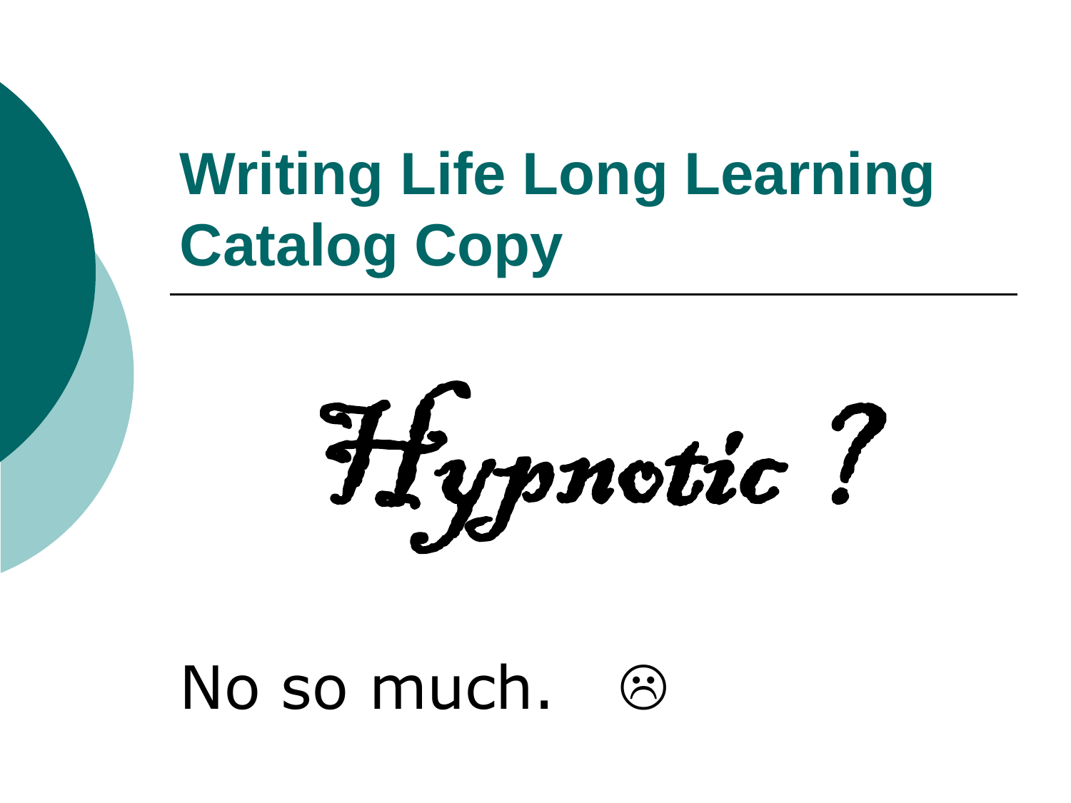# Writing Life Long Learning Catalog Copy

*Hypnotic ?*

No so much. ☹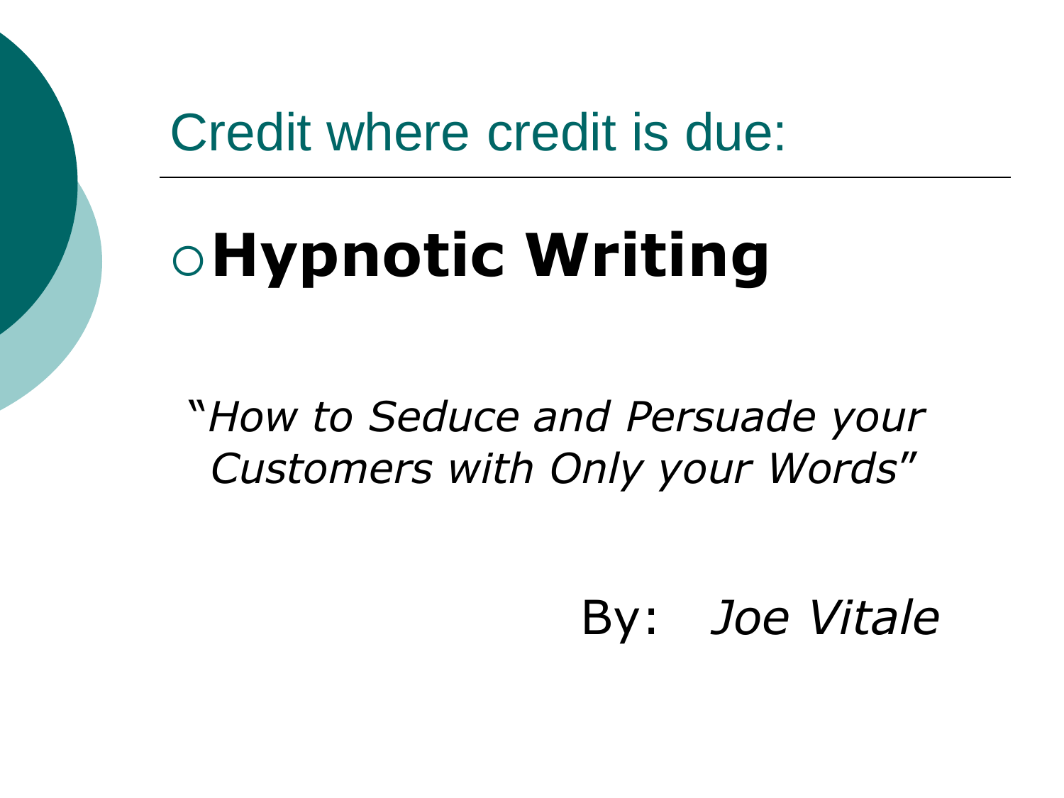# Credit where credit is due:

- **Hypnotic Writing**

*"How to Seduce and Persuade your Customers with Only your Words"*

By: *Joe Vitale*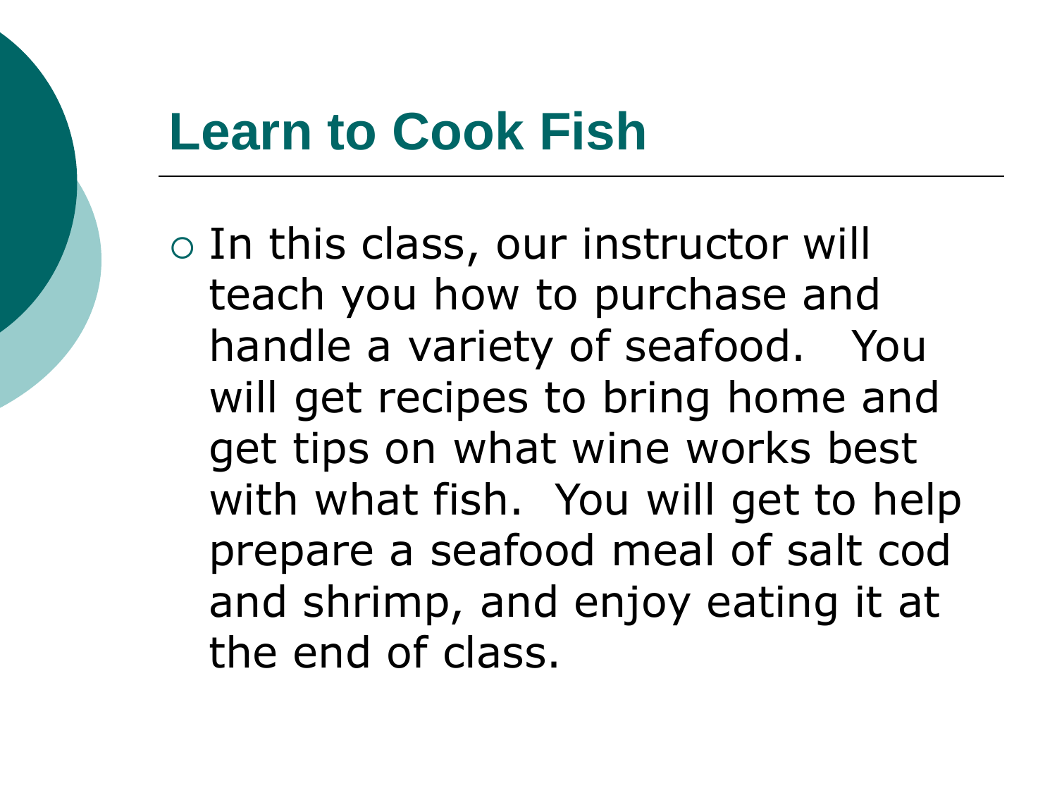# Learn to Cook Fish

- In this class, our instructor will teach you how to purchase and handle a variety of seafood. You will get recipes to bring home and get tips on what wine works best with what fish. You will get to help prepare a seafood meal of salt cod and shrimp, and enjoy eating it at the end of class.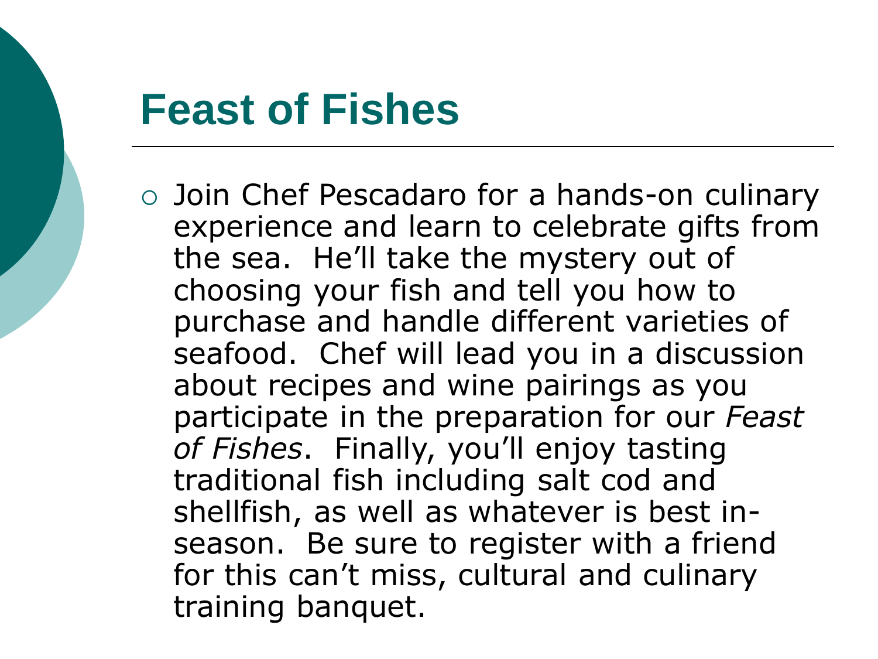# Feast of Fishes

- Join Chef Pescadaro for a hands-on culinary experience and learn to celebrate gifts from the sea. He'll take the mystery out of choosing your fish and tell you how to purchase and handle different varieties of seafood. Chef will lead you in a discussion about recipes and wine pairings as you participate in the preparation for our *Feast of Fishes*. Finally, you'll enjoy tasting traditional fish including salt cod and shellfish, as well as whatever is best in-season. Be sure to register with a friend for this can't miss, cultural and culinary training banquet.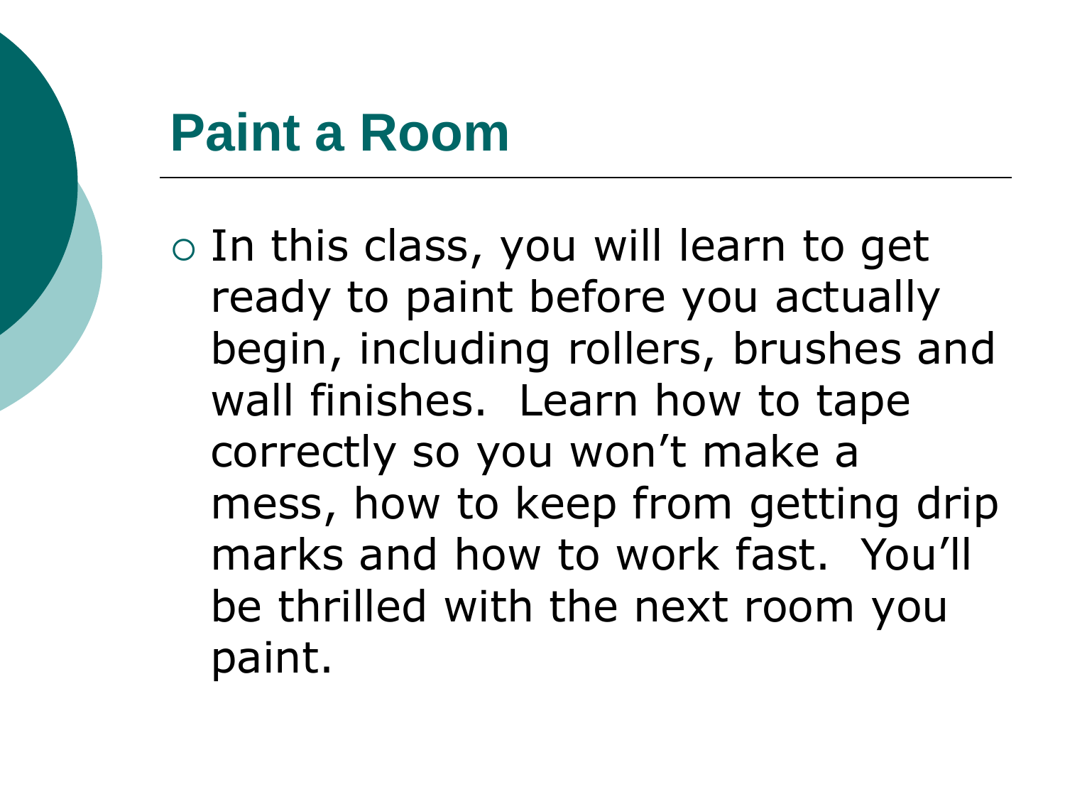# Paint a Room

- In this class, you will learn to get ready to paint before you actually begin, including rollers, brushes and wall finishes. Learn how to tape correctly so you won't make a mess, how to keep from getting drip marks and how to work fast. You'll be thrilled with the next room you paint.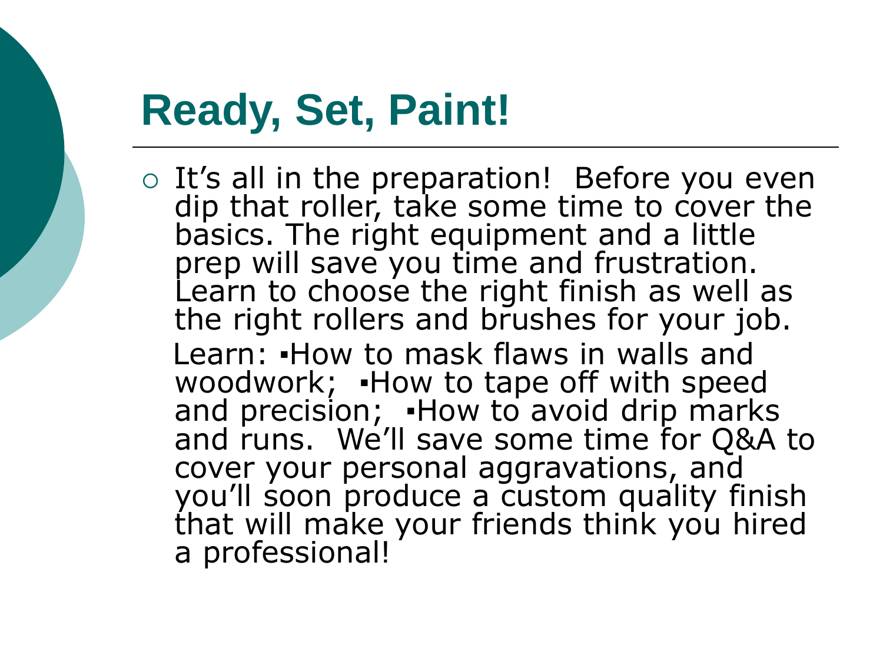# Ready, Set, Paint!

- It's all in the preparation! Before you even dip that roller, take some time to cover the basics. The right equipment and a little prep will save you time and frustration. Learn to choose the right finish as well as the right rollers and brushes for your job.

  Learn: ▪How to mask flaws in walls and woodwork; ▪How to tape off with speed and precision; ▪How to avoid drip marks and runs. We'll save some time for Q&A to cover your personal aggravations, and you'll soon produce a custom quality finish that will make your friends think you hired a professional!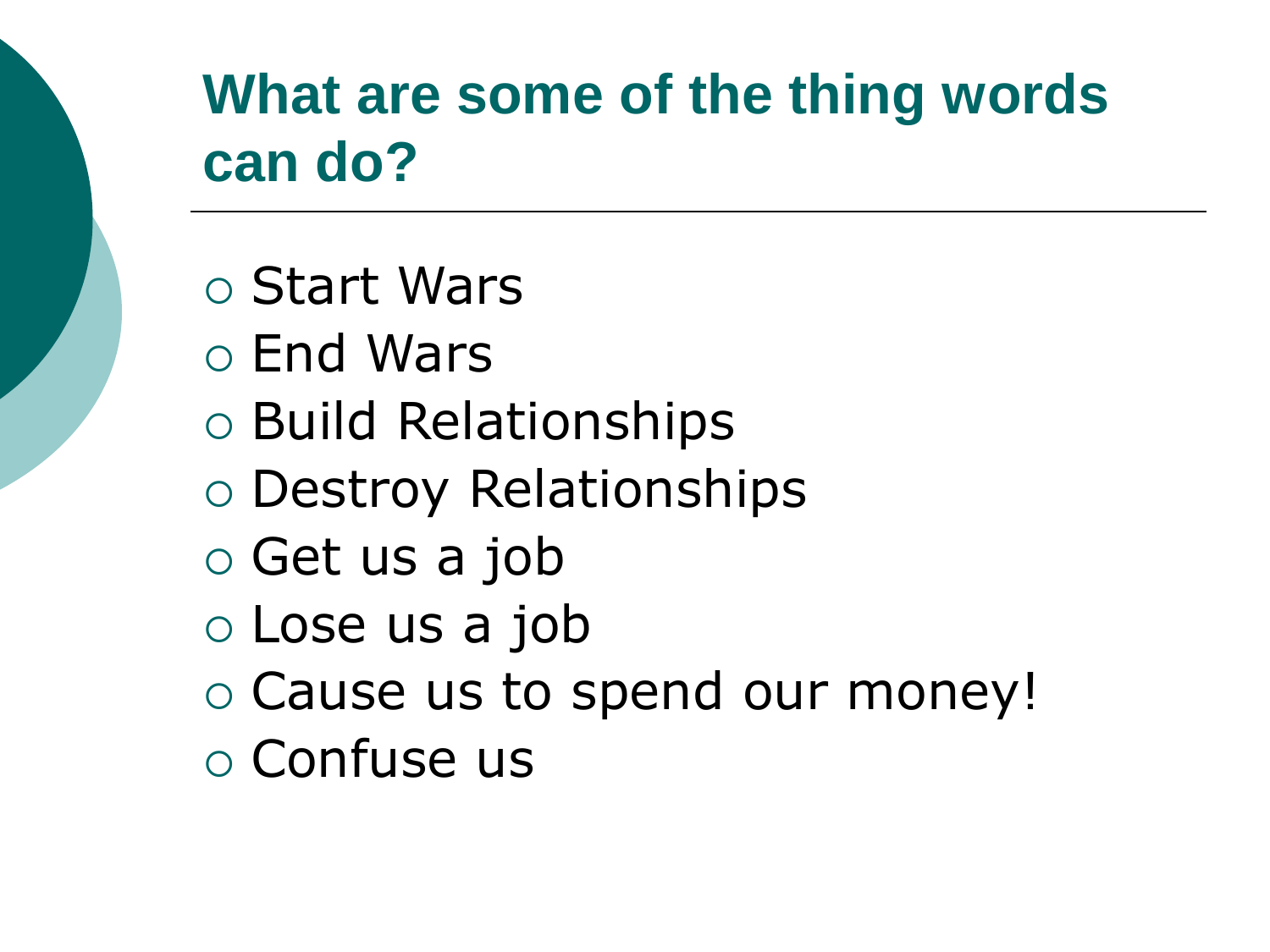# What are some of the thing words can do?

- Start Wars
- End Wars
- Build Relationships
- Destroy Relationships
- Get us a job
- Lose us a job
- Cause us to spend our money!
- Confuse us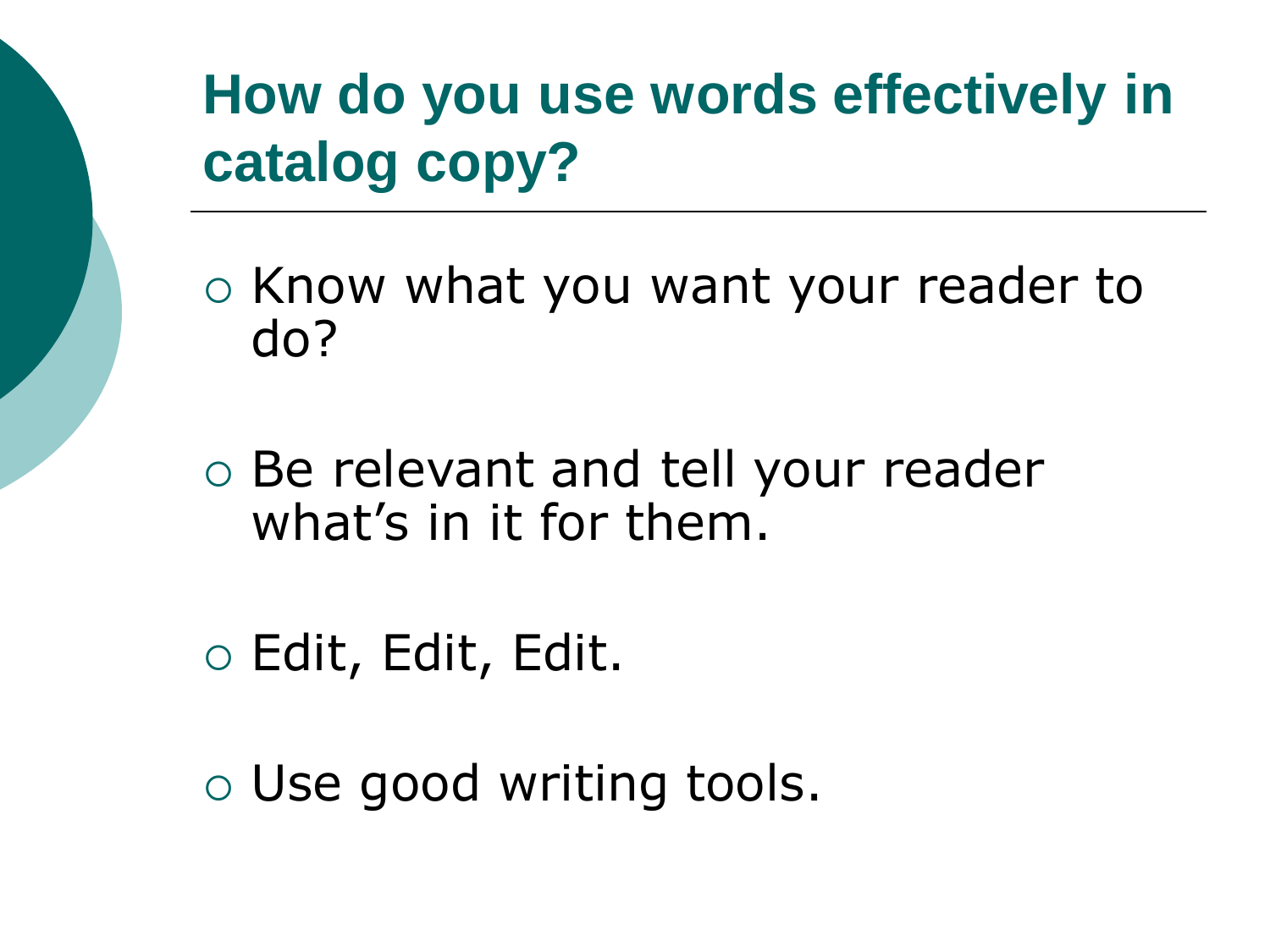## How do you use words effectively in catalog copy?

- Know what you want your reader to do?
- Be relevant and tell your reader what's in it for them.
- Edit, Edit, Edit.
- Use good writing tools.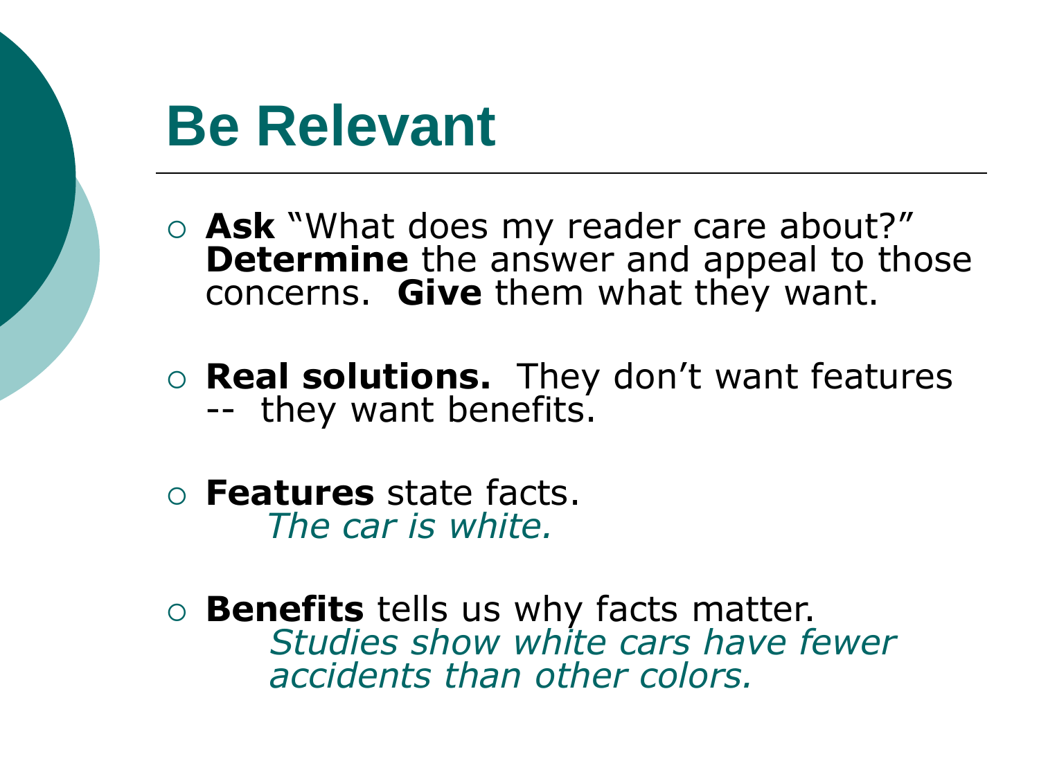# Be Relevant

- **Ask** "What does my reader care about?" **Determine** the answer and appeal to those concerns. **Give** them what they want.

- **Real solutions.** They don't want features -- they want benefits.

- **Features** state facts.
  *The car is white.*

- **Benefits** tells us why facts matter.
  *Studies show white cars have fewer accidents than other colors.*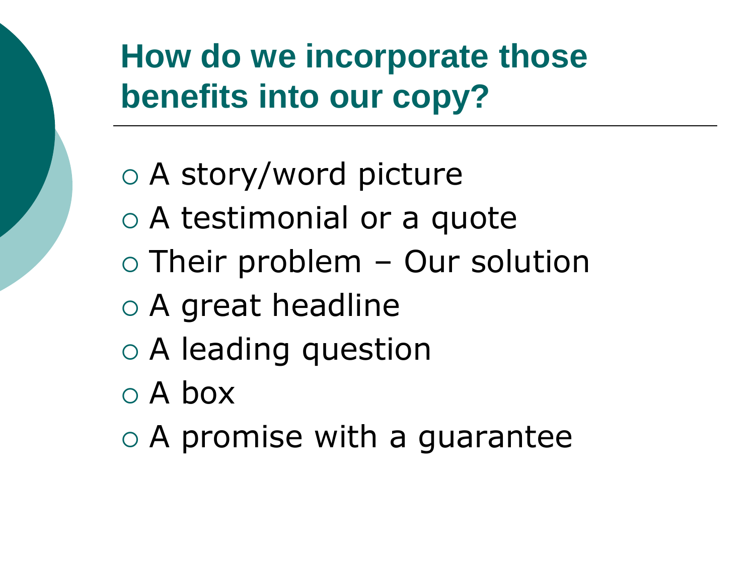## How do we incorporate those benefits into our copy?

- A story/word picture
- A testimonial or a quote
- Their problem – Our solution
- A great headline
- A leading question
- A box
- A promise with a guarantee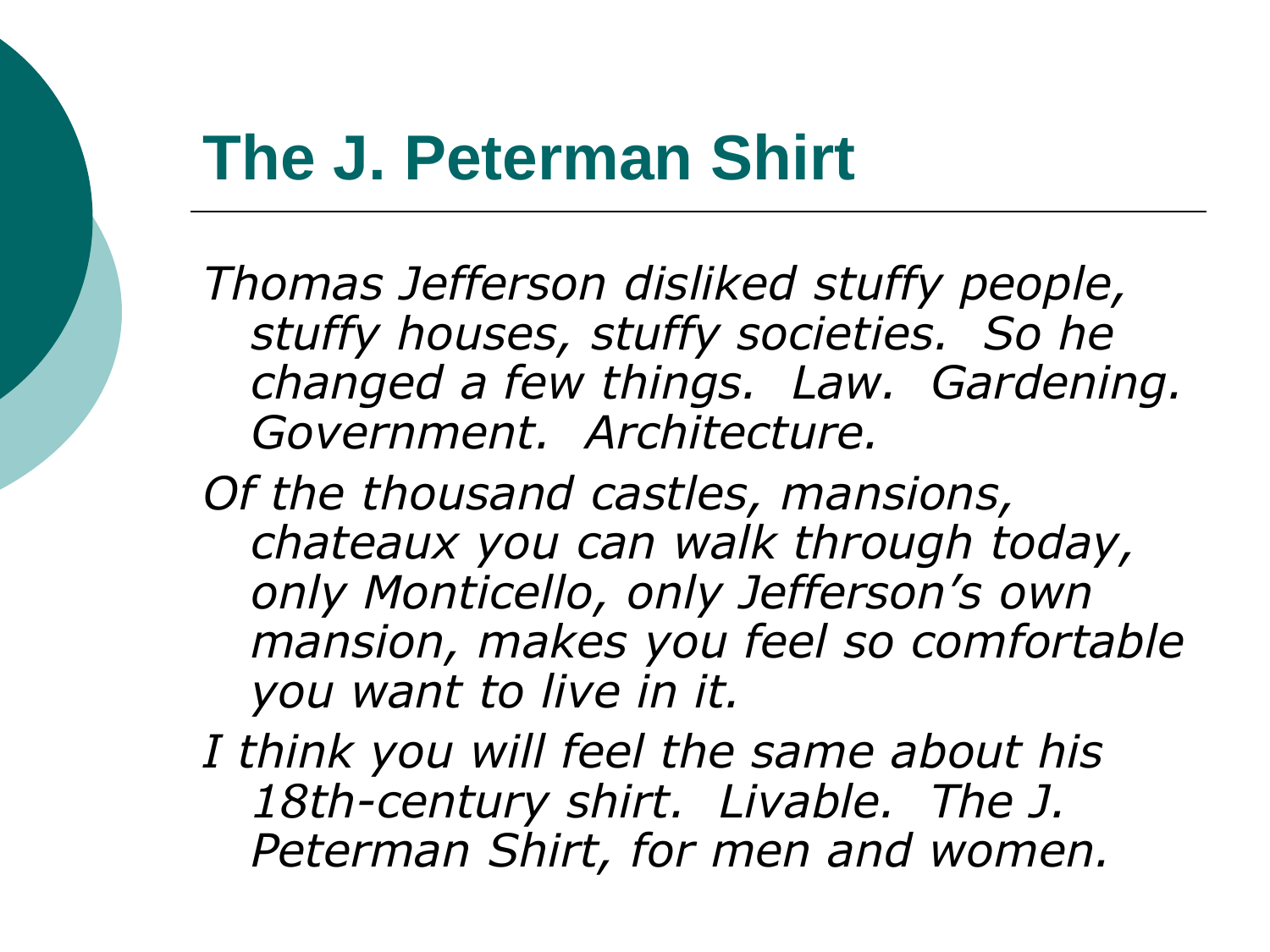# The J. Peterman Shirt

*Thomas Jefferson disliked stuffy people, stuffy houses, stuffy societies. So he changed a few things. Law. Gardening. Government. Architecture.*

*Of the thousand castles, mansions, chateaux you can walk through today, only Monticello, only Jefferson's own mansion, makes you feel so comfortable you want to live in it.*

*I think you will feel the same about his 18th-century shirt. Livable. The J. Peterman Shirt, for men and women.*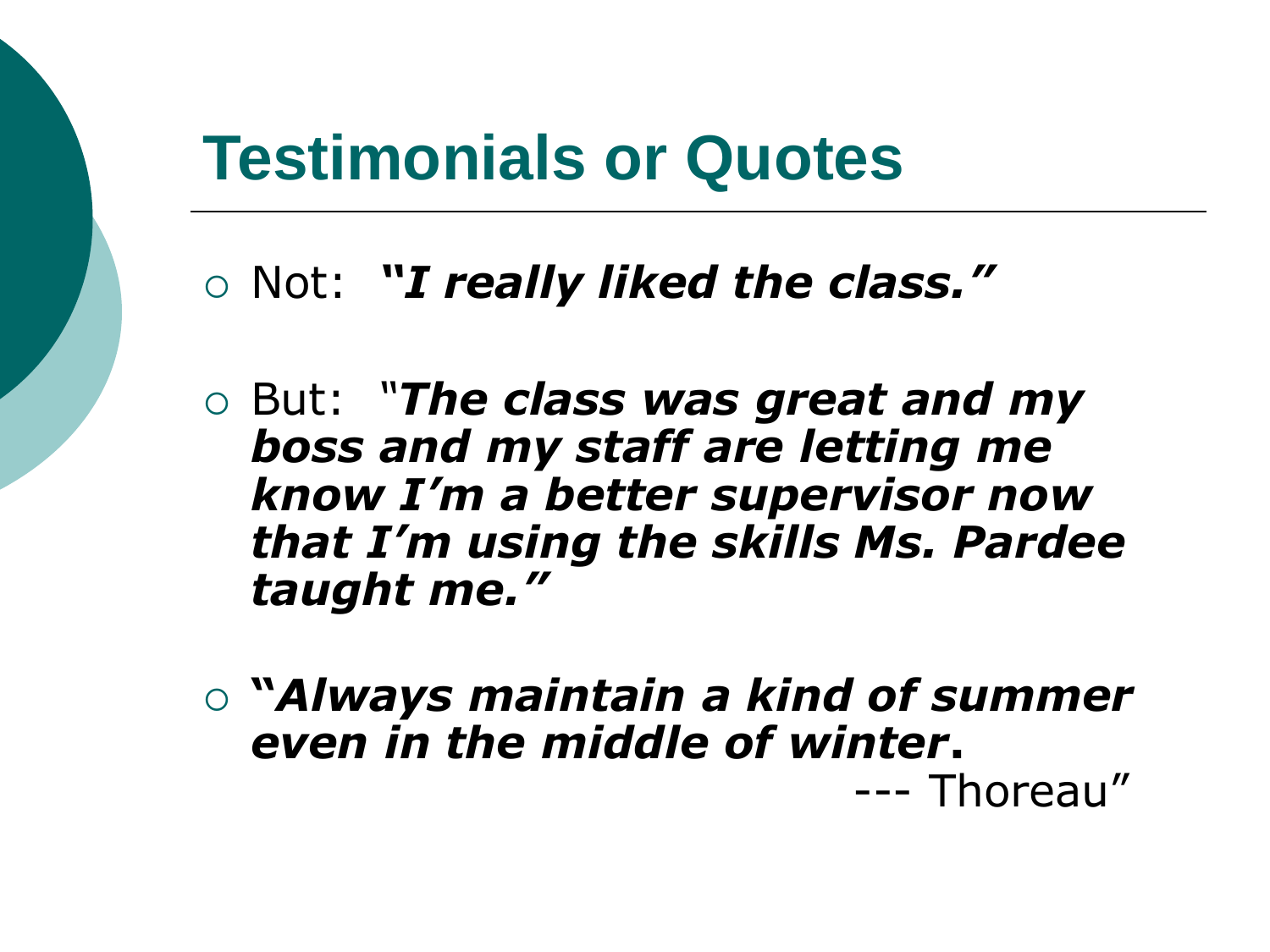# Testimonials or Quotes

- Not: ***"I really liked the class."***
- But: "***The class was great and my boss and my staff are letting me know I'm a better supervisor now that I'm using the skills Ms. Pardee taught me."***
- ***"Always maintain a kind of summer even in the middle of winter*.**
  --- Thoreau"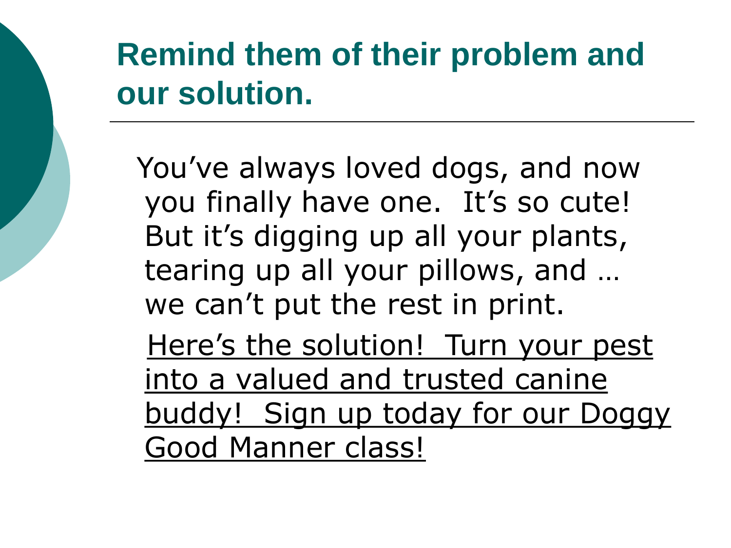# Remind them of their problem and our solution.

You've always loved dogs, and now you finally have one. It's so cute! But it's digging up all your plants, tearing up all your pillows, and … we can't put the rest in print.

<u>Here's the solution! Turn your pest into a valued and trusted canine buddy! Sign up today for our Doggy Good Manner class!</u>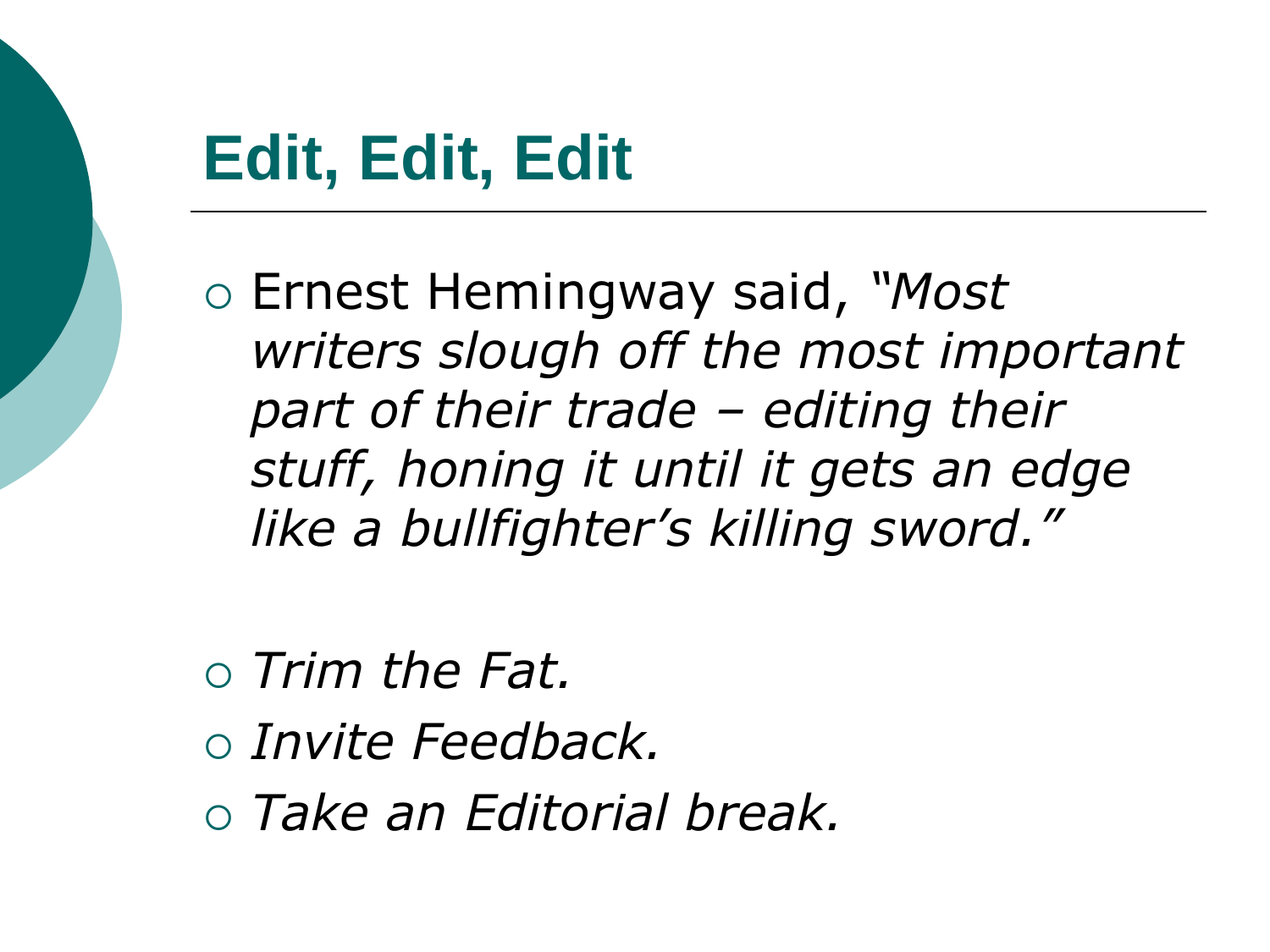# Edit, Edit, Edit

- Ernest Hemingway said, *"Most writers slough off the most important part of their trade – editing their stuff, honing it until it gets an edge like a bullfighter's killing sword."*

- *Trim the Fat.*
- *Invite Feedback.*
- *Take an Editorial break.*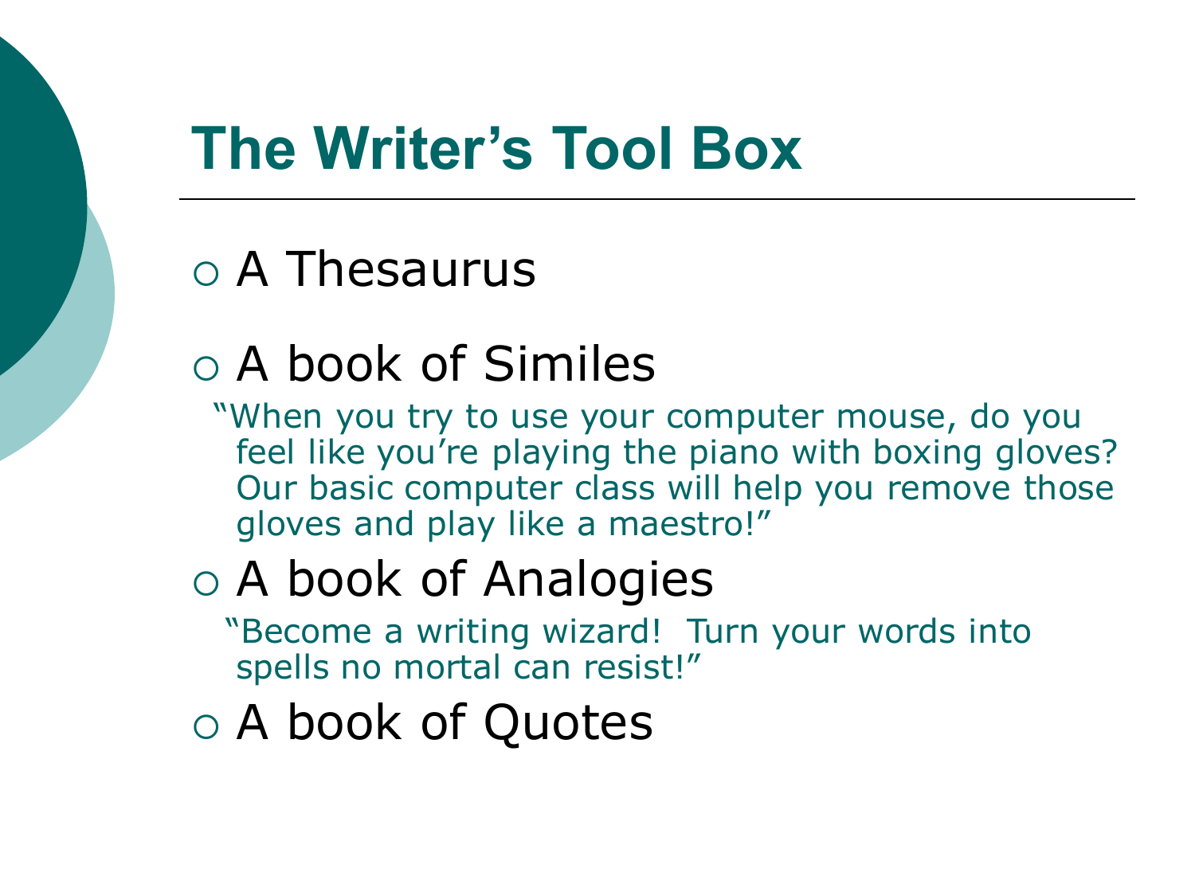# The Writer's Tool Box

- A Thesaurus
- A book of Similes

  "When you try to use your computer mouse, do you feel like you're playing the piano with boxing gloves? Our basic computer class will help you remove those gloves and play like a maestro!"

- A book of Analogies

  "Become a writing wizard! Turn your words into spells no mortal can resist!"

- A book of Quotes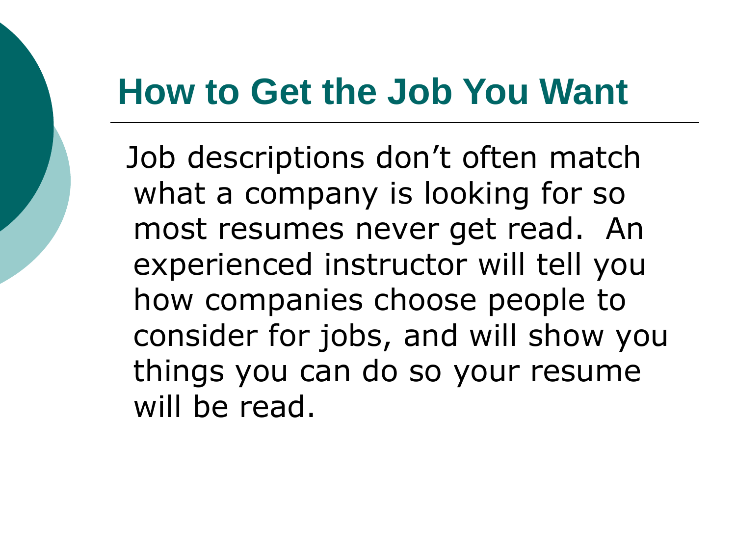# How to Get the Job You Want

Job descriptions don't often match what a company is looking for so most resumes never get read. An experienced instructor will tell you how companies choose people to consider for jobs, and will show you things you can do so your resume will be read.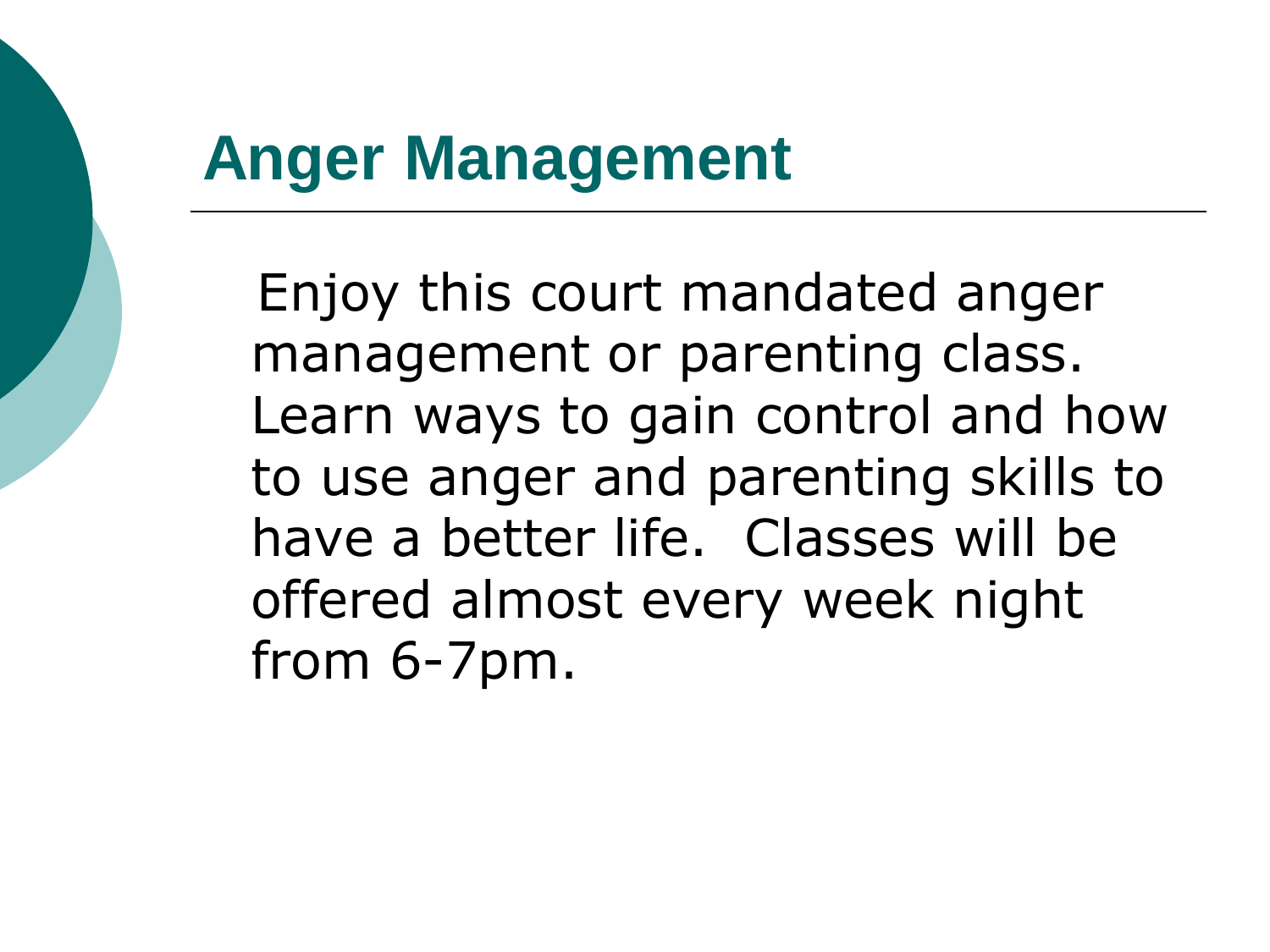# Anger Management

Enjoy this court mandated anger management or parenting class. Learn ways to gain control and how to use anger and parenting skills to have a better life.  Classes will be offered almost every week night from 6-7pm.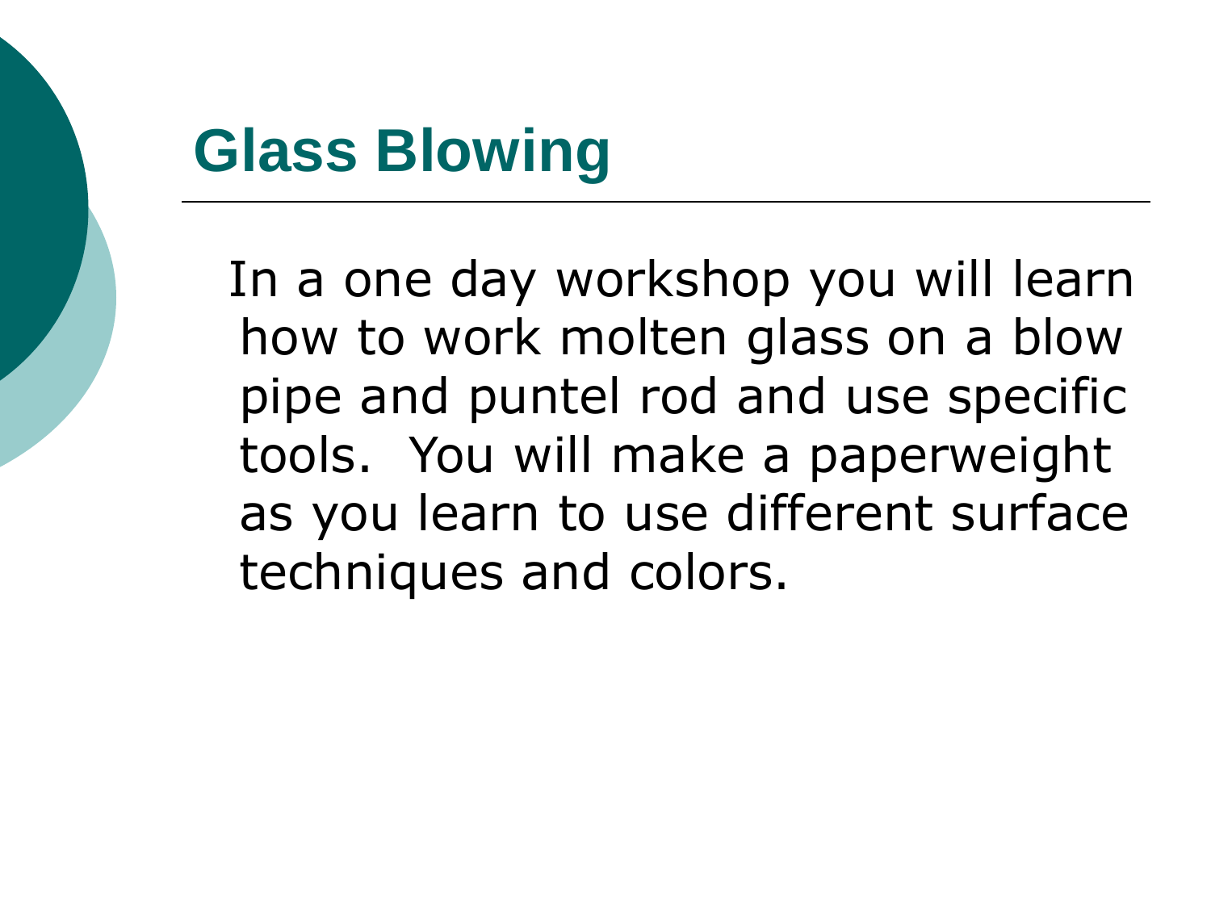# Glass Blowing

In a one day workshop you will learn how to work molten glass on a blow pipe and puntel rod and use specific tools. You will make a paperweight as you learn to use different surface techniques and colors.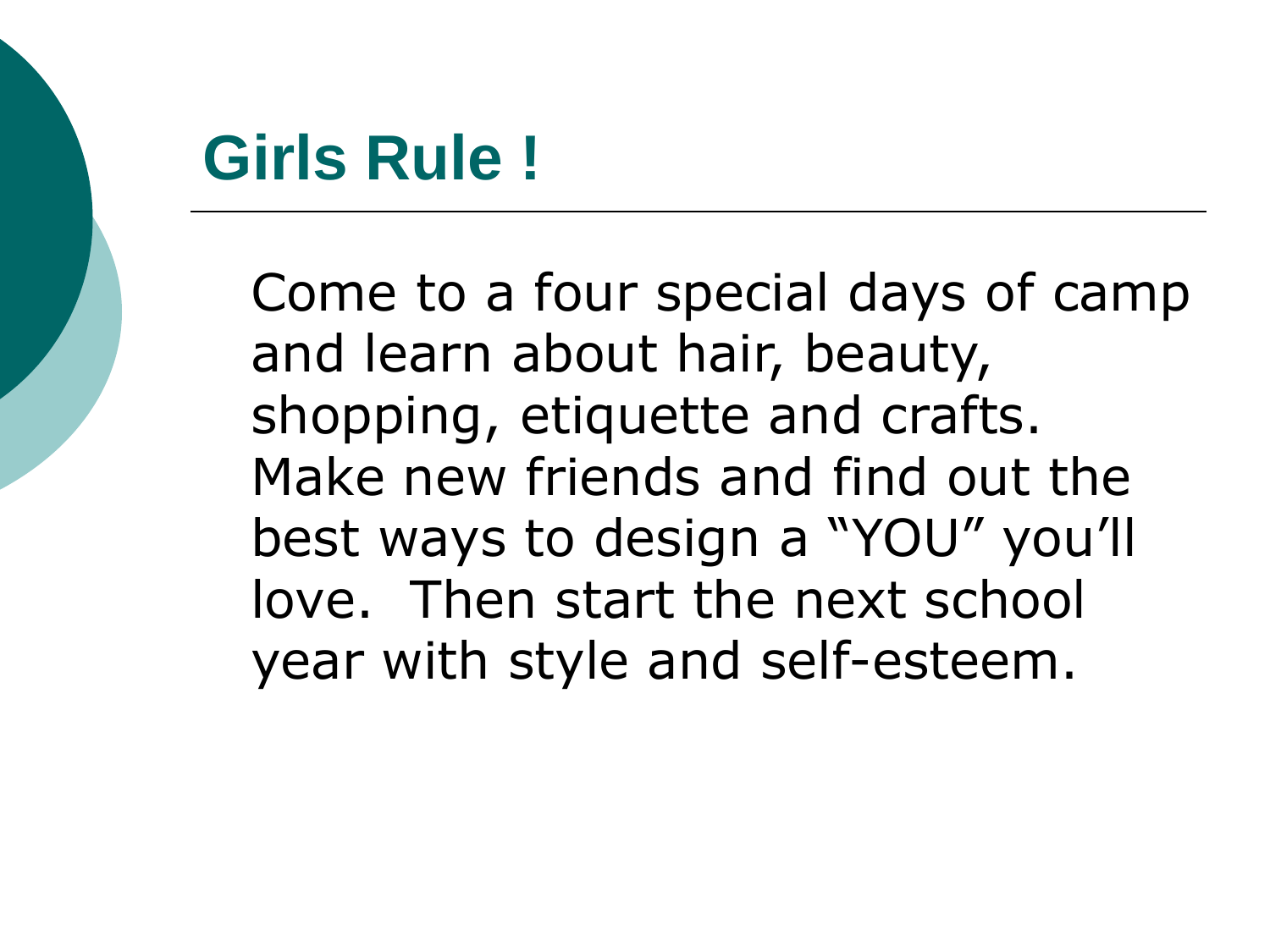# Girls Rule !

Come to a four special days of camp and learn about hair, beauty, shopping, etiquette and crafts. Make new friends and find out the best ways to design a "YOU" you'll love. Then start the next school year with style and self-esteem.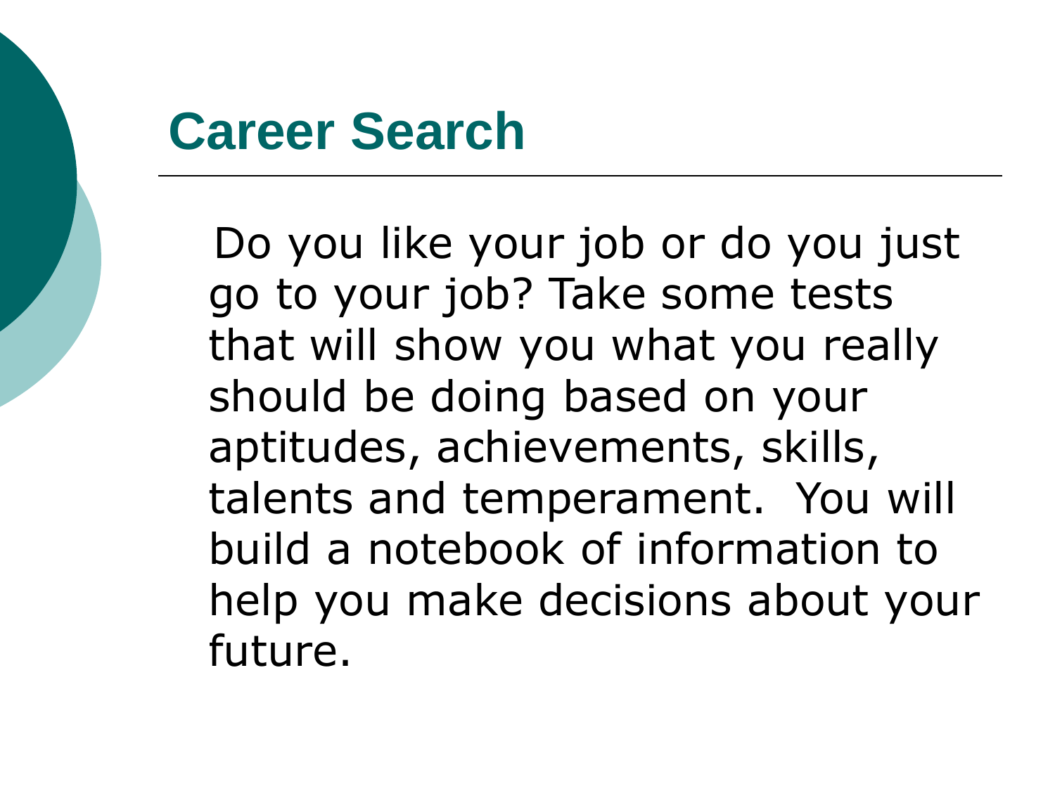# Career Search

Do you like your job or do you just go to your job? Take some tests that will show you what you really should be doing based on your aptitudes, achievements, skills, talents and temperament. You will build a notebook of information to help you make decisions about your future.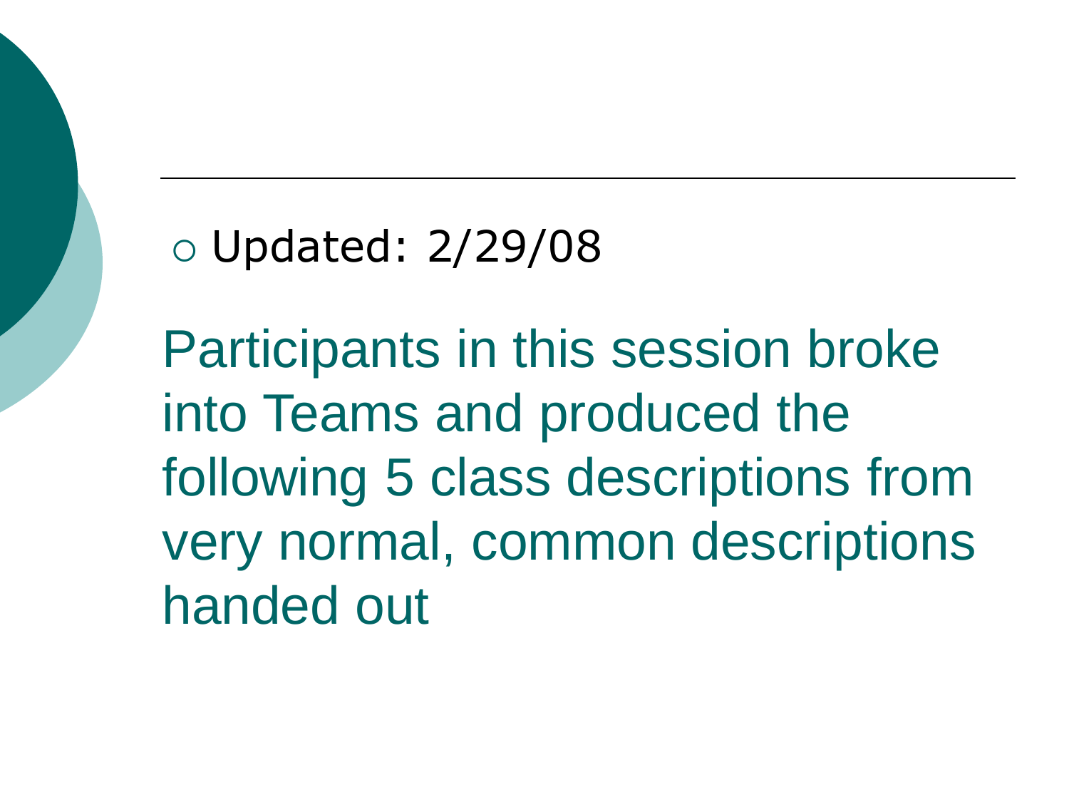- Updated: 2/29/08

Participants in this session broke into Teams and produced the following 5 class descriptions from very normal, common descriptions handed out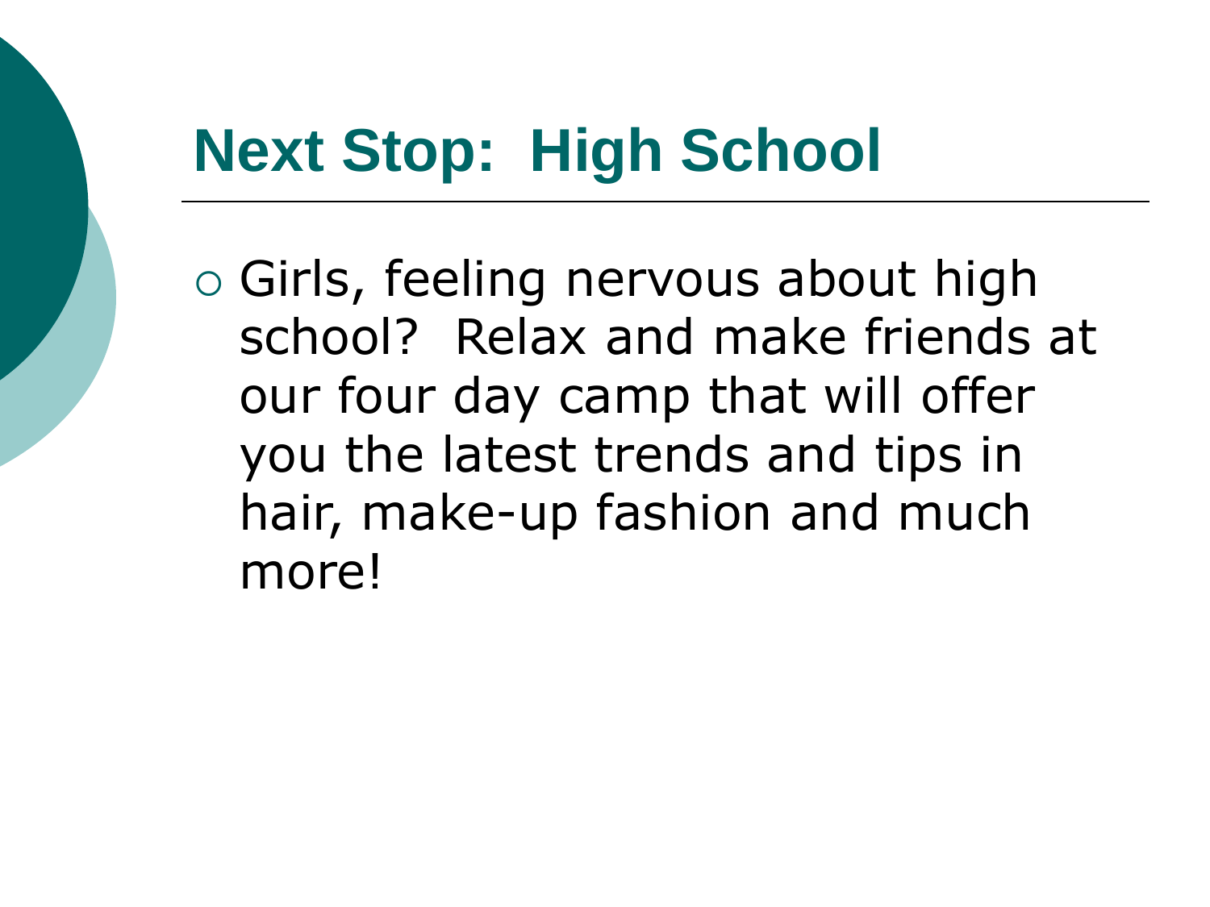# Next Stop: High School

- Girls, feeling nervous about high school? Relax and make friends at our four day camp that will offer you the latest trends and tips in hair, make-up fashion and much more!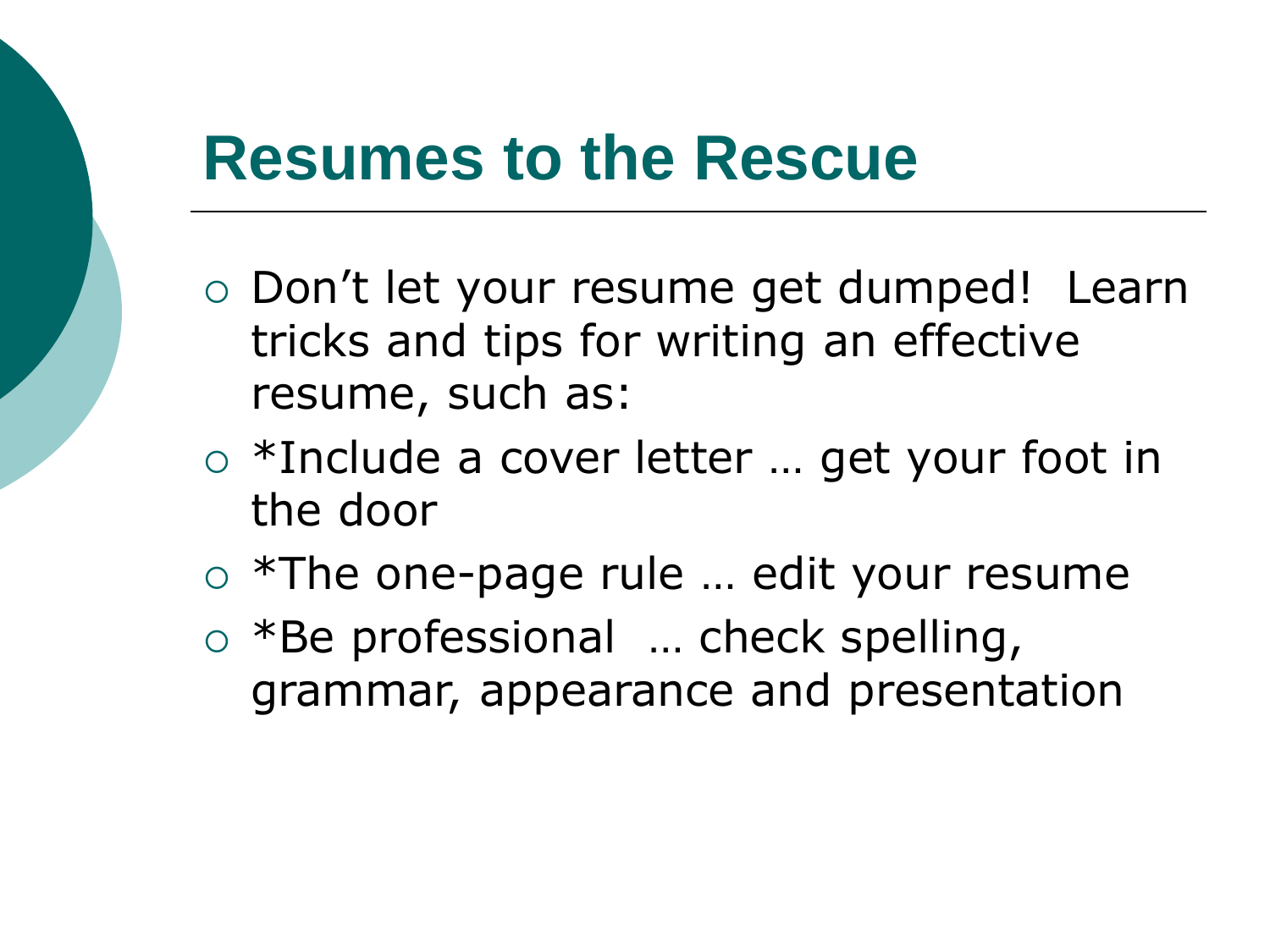# Resumes to the Rescue

- Don’t let your resume get dumped! Learn tricks and tips for writing an effective resume, such as:
- *Include a cover letter … get your foot in the door
- *The one-page rule … edit your resume
- *Be professional … check spelling, grammar, appearance and presentation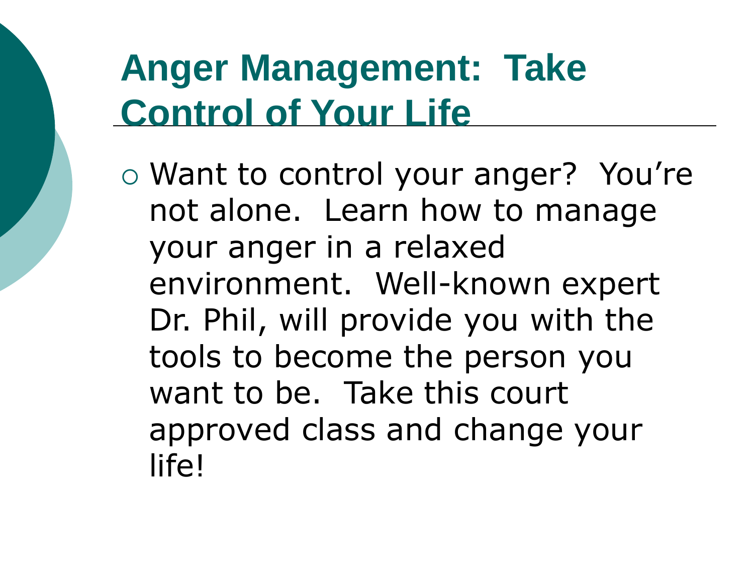# Anger Management: Take Control of Your Life

- Want to control your anger? You're not alone. Learn how to manage your anger in a relaxed environment. Well-known expert Dr. Phil, will provide you with the tools to become the person you want to be. Take this court approved class and change your life!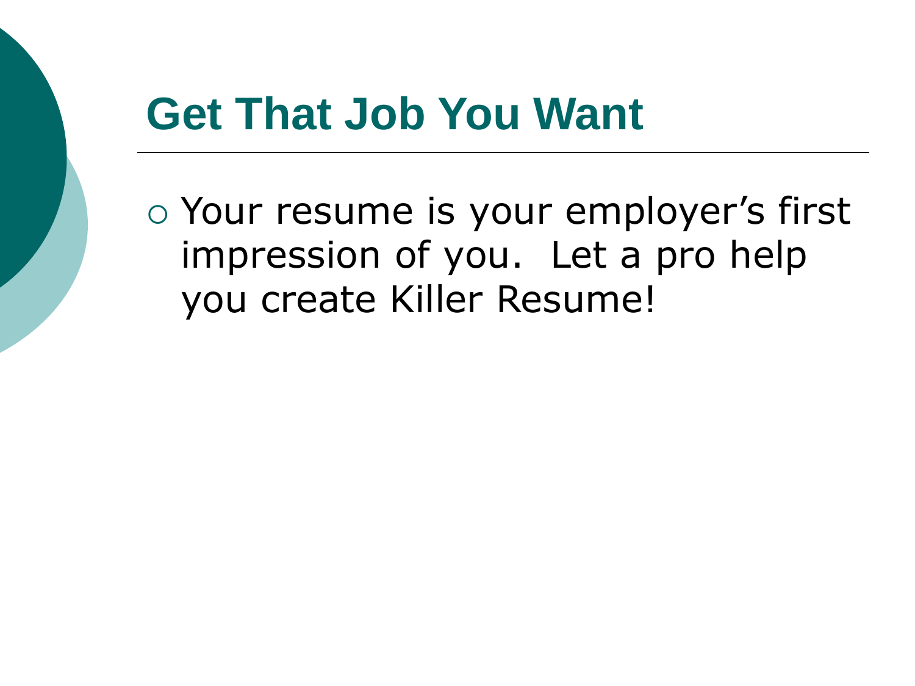# Get That Job You Want

- Your resume is your employer's first impression of you.  Let a pro help you create Killer Resume!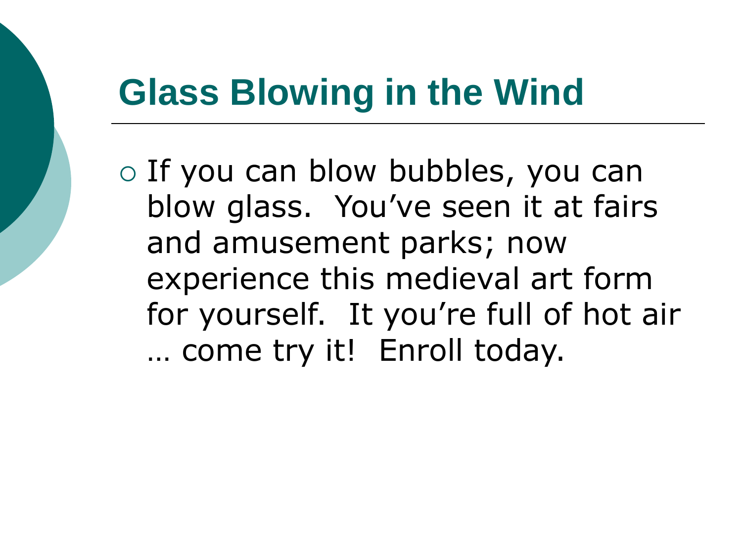# Glass Blowing in the Wind

- If you can blow bubbles, you can blow glass.  You've seen it at fairs and amusement parks; now experience this medieval art form for yourself.  It you're full of hot air … come try it!  Enroll today.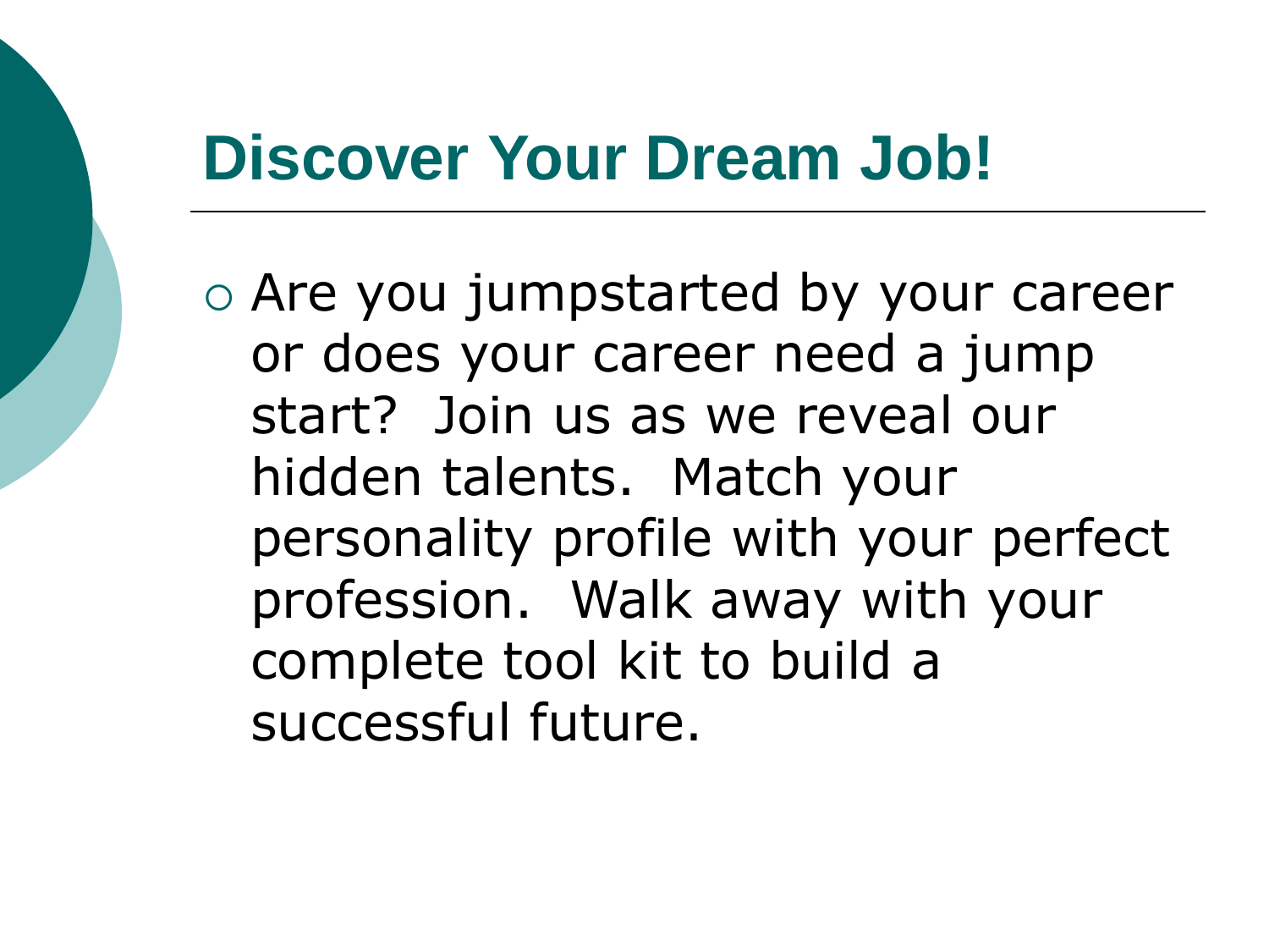# Discover Your Dream Job!

- Are you jumpstarted by your career or does your career need a jump start?  Join us as we reveal our hidden talents.  Match your personality profile with your perfect profession.  Walk away with your complete tool kit to build a successful future.